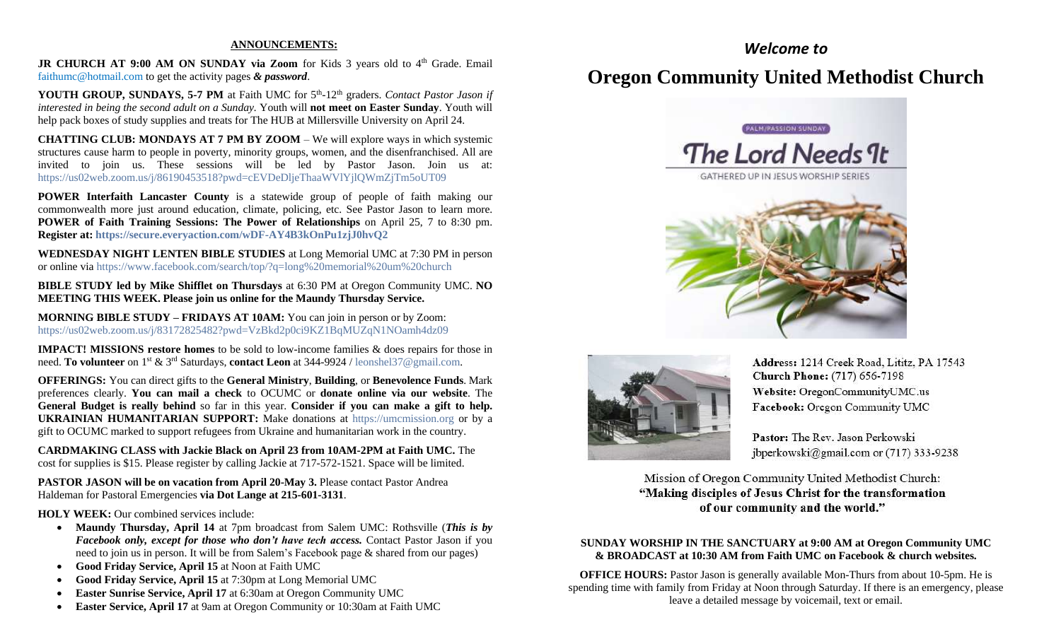## ANNOUNCEMENTS:

**JR CHURCH AT 9:00 AM ON SUNDAY via Zoom** for Kids 3 years old to 4th Grade. Email faithumc@hotmail.com to get the activity pages ***& password***.

**YOUTH GROUP, SUNDAYS, 5-7 PM** at Faith UMC for 5th-12th graders. *Contact Pastor Jason if interested in being the second adult on a Sunday.* Youth will **not meet on Easter Sunday**. Youth will help pack boxes of study supplies and treats for The HUB at Millersville University on April 24.

**CHATTING CLUB: MONDAYS AT 7 PM BY ZOOM** – We will explore ways in which systemic structures cause harm to people in poverty, minority groups, women, and the disenfranchised. All are invited to join us. These sessions will be led by Pastor Jason. Join us at: https://us02web.zoom.us/j/86190453518?pwd=cEVDeDljeThaaWVlYjlQWmZjTm5oUT09

**POWER Interfaith Lancaster County** is a statewide group of people of faith making our commonwealth more just around education, climate, policing, etc. See Pastor Jason to learn more. **POWER of Faith Training Sessions: The Power of Relationships** on April 25, 7 to 8:30 pm. **Register at: https://secure.everyaction.com/wDF-AY4B3kOnPu1zjJ0hvQ2**

**WEDNESDAY NIGHT LENTEN BIBLE STUDIES** at Long Memorial UMC at 7:30 PM in person or online via https://www.facebook.com/search/top/?q=long%20memorial%20um%20church

**BIBLE STUDY led by Mike Shifflet on Thursdays** at 6:30 PM at Oregon Community UMC. **NO MEETING THIS WEEK. Please join us online for the Maundy Thursday Service.**

**MORNING BIBLE STUDY – FRIDAYS AT 10AM:** You can join in person or by Zoom: https://us02web.zoom.us/j/83172825482?pwd=VzBkd2p0ci9KZ1BqMUZqN1NOamh4dz09

**IMPACT! MISSIONS restore homes** to be sold to low-income families & does repairs for those in need. **To volunteer** on 1st & 3rd Saturdays, **contact Leon** at 344-9924 / leonshel37@gmail.com.

**OFFERINGS:** You can direct gifts to the **General Ministry**, **Building**, or **Benevolence Funds**. Mark preferences clearly. **You can mail a check** to OCUMC or **donate online via our website**. The **General Budget is really behind** so far in this year. **Consider if you can make a gift to help. UKRAINIAN HUMANITARIAN SUPPORT:** Make donations at https://umcmission.org or by a gift to OCUMC marked to support refugees from Ukraine and humanitarian work in the country.

**CARDMAKING CLASS with Jackie Black on April 23 from 10AM-2PM at Faith UMC.** The cost for supplies is $15. Please register by calling Jackie at 717-572-1521. Space will be limited.

**PASTOR JASON will be on vacation from April 20-May 3.** Please contact Pastor Andrea Haldeman for Pastoral Emergencies **via Dot Lange at 215-601-3131**.

**HOLY WEEK:** Our combined services include:

- **Maundy Thursday, April 14** at 7pm broadcast from Salem UMC: Rothsville (***This is by Facebook only, except for those who don't have tech access.*** Contact Pastor Jason if you need to join us in person. It will be from Salem's Facebook page & shared from our pages)
- **Good Friday Service, April 15** at Noon at Faith UMC
- **Good Friday Service, April 15** at 7:30pm at Long Memorial UMC
- **Easter Sunrise Service, April 17** at 6:30am at Oregon Community UMC
- **Easter Service, April 17** at 9am at Oregon Community or 10:30am at Faith UMC

*Welcome to*

# Oregon Community United Methodist Church

PALM/PASSION SUNDAY

The Lord Needs It

GATHERED UP IN JESUS WORSHIP SERIES

**Address:** 1214 Creek Road, Lititz, PA 17543
**Church Phone:** (717) 656-7198
**Website:** OregonCommunityUMC.us
**Facebook:** Oregon Community UMC

**Pastor:** The Rev. Jason Perkowski
jbperkowski@gmail.com or (717) 333-9238

Mission of Oregon Community United Methodist Church:
**"Making disciples of Jesus Christ for the transformation of our community and the world."**

**SUNDAY WORSHIP IN THE SANCTUARY at 9:00 AM at Oregon Community UMC & BROADCAST at 10:30 AM from Faith UMC on Facebook & church websites.**

**OFFICE HOURS:** Pastor Jason is generally available Mon-Thurs from about 10-5pm. He is spending time with family from Friday at Noon through Saturday. If there is an emergency, please leave a detailed message by voicemail, text or email.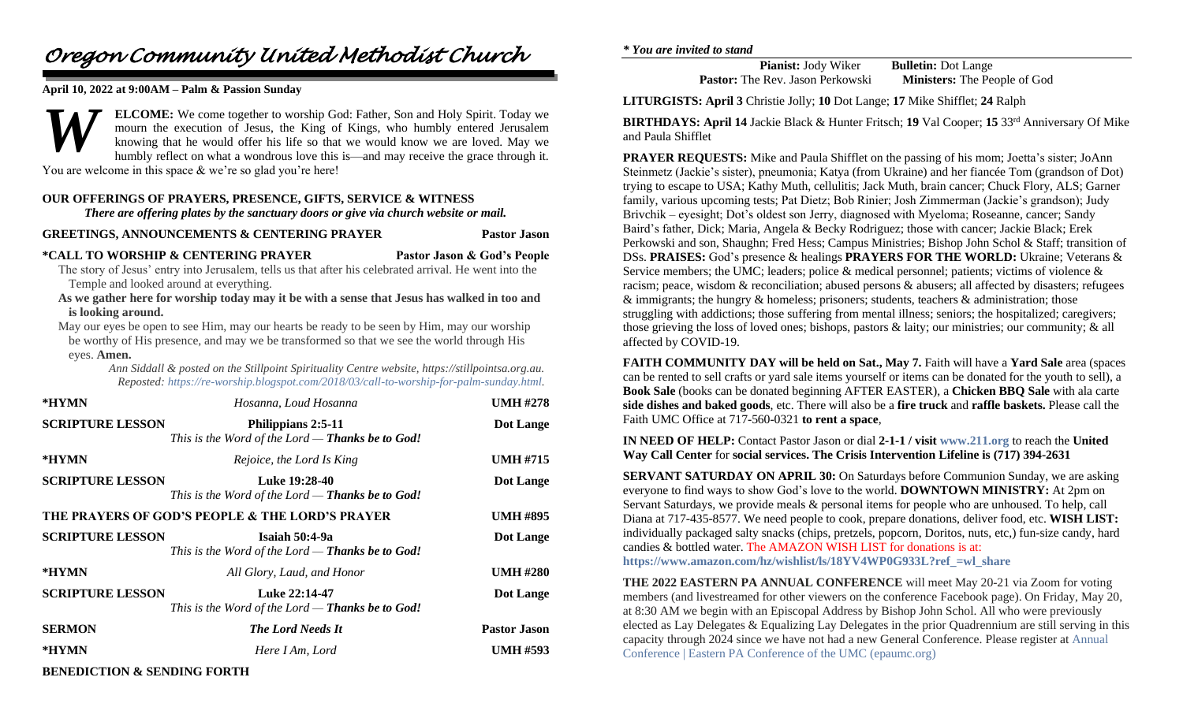# Oregon Community United Methodist Church

**April 10, 2022 at 9:00AM – Palm & Passion Sunday**

**WELCOME:** We come together to worship God: Father, Son and Holy Spirit. Today we mourn the execution of Jesus, the King of Kings, who humbly entered Jerusalem knowing that he would offer his life so that we would know we are loved. May we humbly reflect on what a wondrous love this is—and may receive the grace through it. You are welcome in this space & we're so glad you're here!

**OUR OFFERINGS OF PRAYERS, PRESENCE, GIFTS, SERVICE & WITNESS**
***There are offering plates by the sanctuary doors or give via church website or mail.***

**GREETINGS, ANNOUNCEMENTS & CENTERING PRAYER** — **Pastor Jason**

**\*CALL TO WORSHIP & CENTERING PRAYER** — **Pastor Jason & God's People**

The story of Jesus' entry into Jerusalem, tells us that after his celebrated arrival. He went into the Temple and looked around at everything.

**As we gather here for worship today may it be with a sense that Jesus has walked in too and is looking around.**

May our eyes be open to see Him, may our hearts be ready to be seen by Him, may our worship be worthy of His presence, and may we be transformed so that we see the world through His eyes. **Amen.**

*Ann Siddall & posted on the Stillpoint Spirituality Centre website, https://stillpointsa.org.au. Reposted: https://re-worship.blogspot.com/2018/03/call-to-worship-for-palm-sunday.html.*

| | | |
|---|---|---|
| **\*HYMN** | *Hosanna, Loud Hosanna* | **UMH #278** |
| **SCRIPTURE LESSON** | **Philippians 2:5-11**<br>*This is the Word of the Lord — **Thanks be to God!*** | **Dot Lange** |
| **\*HYMN** | *Rejoice, the Lord Is King* | **UMH #715** |
| **SCRIPTURE LESSON** | **Luke 19:28-40**<br>*This is the Word of the Lord — **Thanks be to God!*** | **Dot Lange** |
| **THE PRAYERS OF GOD'S PEOPLE & THE LORD'S PRAYER** | | **UMH #895** |
| **SCRIPTURE LESSON** | **Isaiah 50:4-9a**<br>*This is the Word of the Lord — **Thanks be to God!*** | **Dot Lange** |
| **\*HYMN** | *All Glory, Laud, and Honor* | **UMH #280** |
| **SCRIPTURE LESSON** | **Luke 22:14-47**<br>*This is the Word of the Lord — **Thanks be to God!*** | **Dot Lange** |
| **SERMON** | ***The Lord Needs It*** | **Pastor Jason** |
| **\*HYMN** | *Here I Am, Lord* | **UMH #593** |

**BENEDICTION & SENDING FORTH**

***\* You are invited to stand***

**Pianist:** Jody Wiker — **Bulletin:** Dot Lange
**Pastor:** The Rev. Jason Perkowski — **Ministers:** The People of God

**LITURGISTS: April 3** Christie Jolly; **10** Dot Lange; **17** Mike Shifflet; **24** Ralph

**BIRTHDAYS: April 14** Jackie Black & Hunter Fritsch; **19** Val Cooper; **15** 33rd Anniversary Of Mike and Paula Shifflet

**PRAYER REQUESTS:** Mike and Paula Shifflet on the passing of his mom; Joetta's sister; JoAnn Steinmetz (Jackie's sister), pneumonia; Katya (from Ukraine) and her fiancée Tom (grandson of Dot) trying to escape to USA; Kathy Muth, cellulitis; Jack Muth, brain cancer; Chuck Flory, ALS; Garner family, various upcoming tests; Pat Dietz; Bob Rinier; Josh Zimmerman (Jackie's grandson); Judy Brivchik – eyesight; Dot's oldest son Jerry, diagnosed with Myeloma; Roseanne, cancer; Sandy Baird's father, Dick; Maria, Angela & Becky Rodriguez; those with cancer; Jackie Black; Erek Perkowski and son, Shaughn; Fred Hess; Campus Ministries; Bishop John Schol & Staff; transition of DSs. **PRAISES:** God's presence & healings **PRAYERS FOR THE WORLD:** Ukraine; Veterans & Service members; the UMC; leaders; police & medical personnel; patients; victims of violence & racism; peace, wisdom & reconciliation; abused persons & abusers; all affected by disasters; refugees & immigrants; the hungry & homeless; prisoners; students, teachers & administration; those struggling with addictions; those suffering from mental illness; seniors; the hospitalized; caregivers; those grieving the loss of loved ones; bishops, pastors & laity; our ministries; our community; & all affected by COVID-19.

**FAITH COMMUNITY DAY will be held on Sat., May 7.** Faith will have a **Yard Sale** area (spaces can be rented to sell crafts or yard sale items yourself or items can be donated for the youth to sell), a **Book Sale** (books can be donated beginning AFTER EASTER), a **Chicken BBQ Sale** with ala carte **side dishes and baked goods**, etc. There will also be a **fire truck** and **raffle baskets.** Please call the Faith UMC Office at 717-560-0321 **to rent a space**,

**IN NEED OF HELP:** Contact Pastor Jason or dial **2-1-1 / visit www.211.org** to reach the **United Way Call Center** for **social services. The Crisis Intervention Lifeline is (717) 394-2631**

**SERVANT SATURDAY ON APRIL 30:** On Saturdays before Communion Sunday, we are asking everyone to find ways to show God's love to the world. **DOWNTOWN MINISTRY:** At 2pm on Servant Saturdays, we provide meals & personal items for people who are unhoused. To help, call Diana at 717-435-8577. We need people to cook, prepare donations, deliver food, etc. **WISH LIST:** individually packaged salty snacks (chips, pretzels, popcorn, Doritos, nuts, etc,) fun-size candy, hard candies & bottled water. The AMAZON WISH LIST for donations is at: **https://www.amazon.com/hz/wishlist/ls/18YV4WP0G933L?ref_=wl_share**

**THE 2022 EASTERN PA ANNUAL CONFERENCE** will meet May 20-21 via Zoom for voting members (and livestreamed for other viewers on the conference Facebook page). On Friday, May 20, at 8:30 AM we begin with an Episcopal Address by Bishop John Schol. All who were previously elected as Lay Delegates & Equalizing Lay Delegates in the prior Quadrennium are still serving in this capacity through 2024 since we have not had a new General Conference. Please register at Annual Conference | Eastern PA Conference of the UMC (epaumc.org)